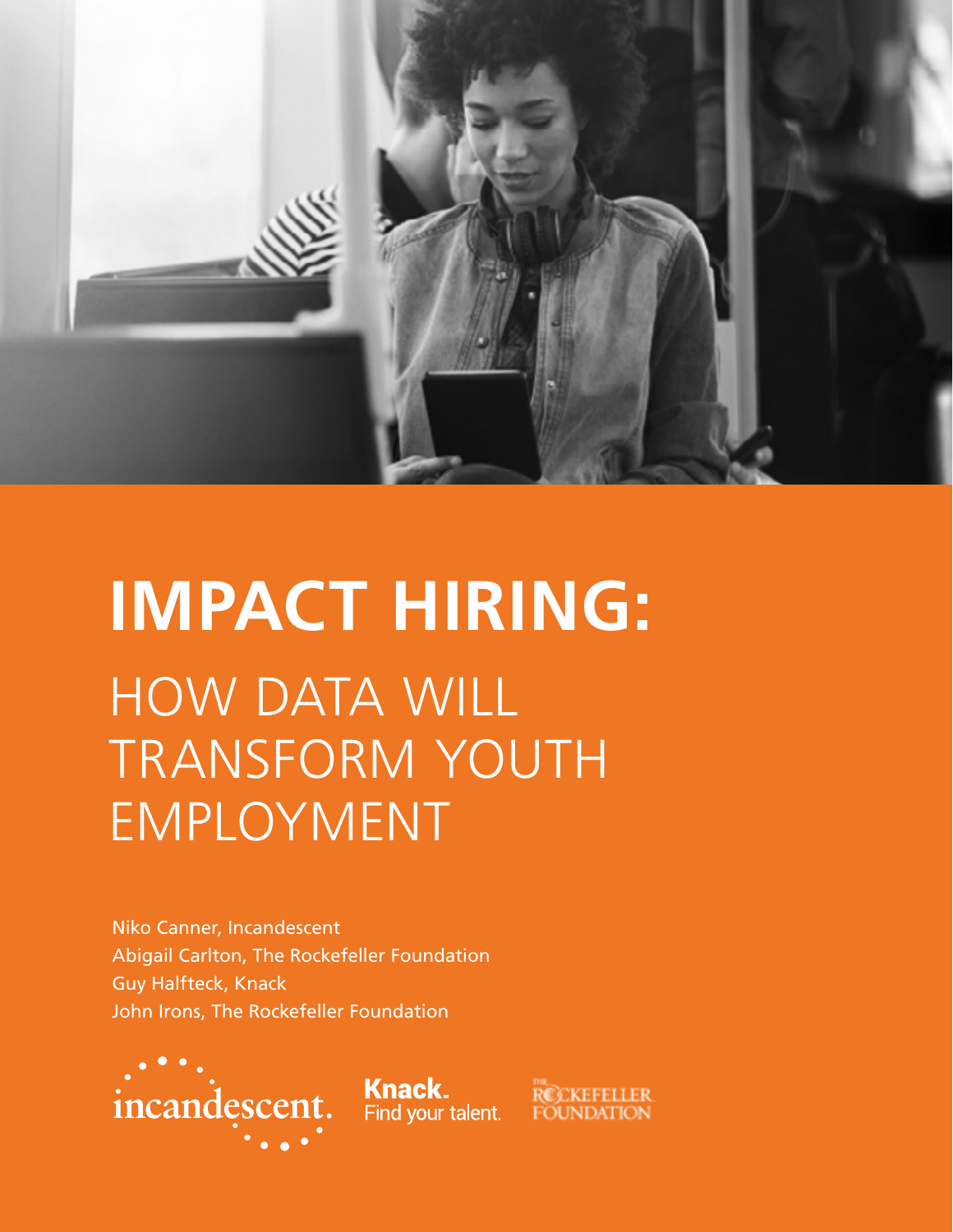# IMPACT HIRING:

## HOW DATA WILL TRANSFORM YOUTH EMPLOYMENT

Niko Canner, Incandescent
Abigail Carlton, The Rockefeller Foundation
Guy Halfteck, Knack
John Irons, The Rockefeller Foundation

incandescent. Knack. Find your talent. THE ROCKEFELLER FOUNDATION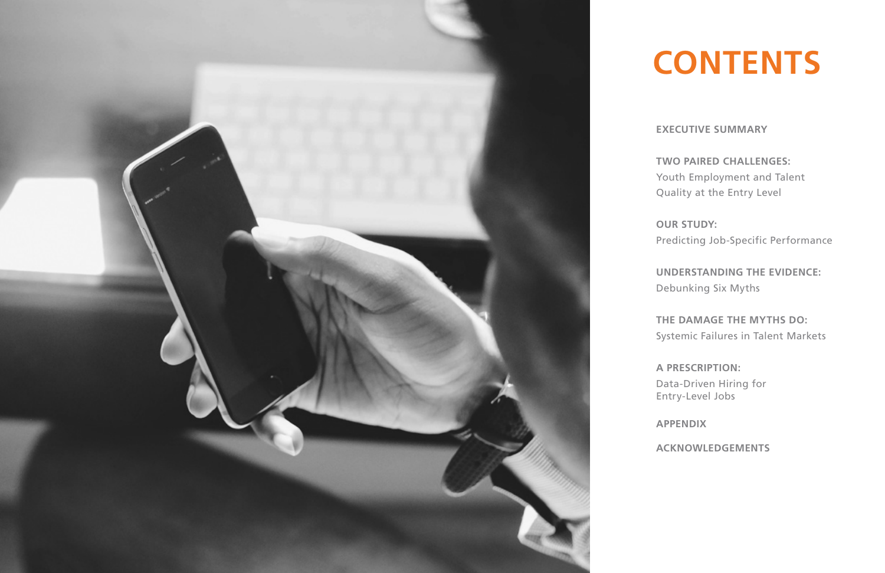# CONTENTS

**EXECUTIVE SUMMARY**

**TWO PAIRED CHALLENGES:**
Youth Employment and Talent Quality at the Entry Level

**OUR STUDY:**
Predicting Job-Specific Performance

**UNDERSTANDING THE EVIDENCE:**
Debunking Six Myths

**THE DAMAGE THE MYTHS DO:**
Systemic Failures in Talent Markets

**A PRESCRIPTION:**
Data-Driven Hiring for Entry-Level Jobs

**APPENDIX**

**ACKNOWLEDGEMENTS**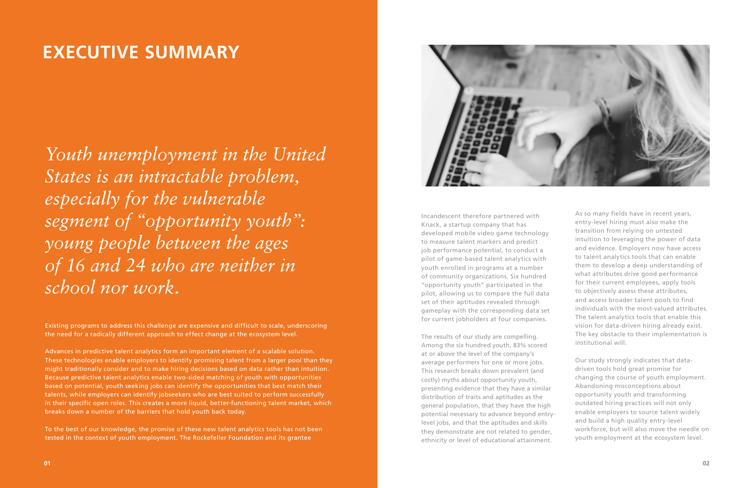# EXECUTIVE SUMMARY

*Youth unemployment in the United States is an intractable problem, especially for the vulnerable segment of "opportunity youth": young people between the ages of 16 and 24 who are neither in school nor work.*

Existing programs to address this challenge are expensive and difficult to scale, underscoring the need for a radically different approach to effect change at the ecosystem level.

Advances in predictive talent analytics form an important element of a scalable solution. These technologies enable employers to identify promising talent from a larger pool than they might traditionally consider and to make hiring decisions based on data rather than intuition. Because predictive talent analytics enable two-sided matching of youth with opportunities based on potential, youth seeking jobs can identify the opportunities that best match their talents, while employers can identify jobseekers who are best suited to perform successfully in their specific open roles. This creates a more liquid, better-functioning talent market, which breaks down a number of the barriers that hold youth back today.

To the best of our knowledge, the promise of these new talent analytics tools has not been tested in the context of youth employment. The Rockefeller Foundation and its grantee Incandescent therefore partnered with Knack, a startup company that has developed mobile video game technology to measure talent markers and predict job performance potential, to conduct a pilot of game-based talent analytics with youth enrolled in programs at a number of community organizations. Six hundred "opportunity youth" participated in the pilot, allowing us to compare the full data set of their aptitudes revealed through gameplay with the corresponding data set for current jobholders at four companies.

The results of our study are compelling. Among the six hundred youth, 83% scored at or above the level of the company's average performers for one or more jobs. This research breaks down prevalent (and costly) myths about opportunity youth, presenting evidence that they have a similar distribution of traits and aptitudes as the general population, that they have the high potential necessary to advance beyond entry-level jobs, and that the aptitudes and skills they demonstrate are not related to gender, ethnicity or level of educational attainment.

As so many fields have in recent years, entry-level hiring must also make the transition from relying on untested intuition to leveraging the power of data and evidence. Employers now have access to talent analytics tools that can enable them to develop a deep understanding of what attributes drive good performance for their current employees, apply tools to objectively assess these attributes, and access broader talent pools to find individuals with the most-valued attributes. The talent analytics tools that enable this vision for data-driven hiring already exist. The key obstacle to their implementation is institutional will.

Our study strongly indicates that data-driven tools hold great promise for changing the course of youth employment. Abandoning misconceptions about opportunity youth and transforming outdated hiring practices will not only enable employers to source talent widely and build a high quality entry-level workforce, but will also move the needle on youth employment at the ecosystem level.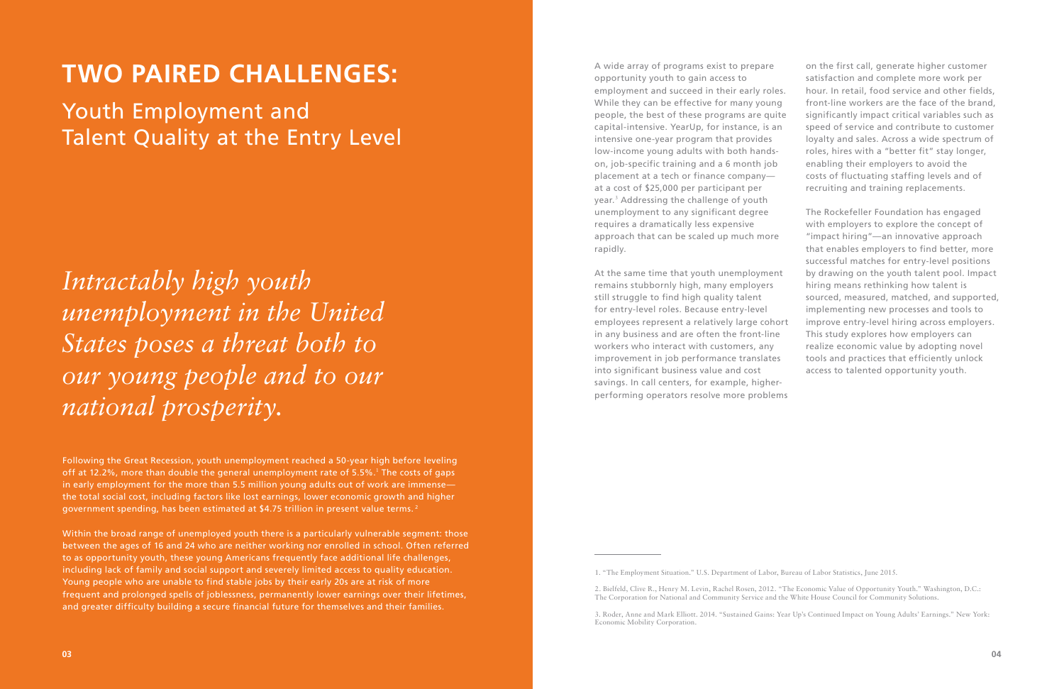# TWO PAIRED CHALLENGES:

## Youth Employment and Talent Quality at the Entry Level

*Intractably high youth unemployment in the United States poses a threat both to our young people and to our national prosperity.*

Following the Great Recession, youth unemployment reached a 50-year high before leveling off at 12.2%, more than double the general unemployment rate of 5.5%.[1] The costs of gaps in early employment for the more than 5.5 million young adults out of work are immense—the total social cost, including factors like lost earnings, lower economic growth and higher government spending, has been estimated at $4.75 trillion in present value terms.[2]

Within the broad range of unemployed youth there is a particularly vulnerable segment: those between the ages of 16 and 24 who are neither working nor enrolled in school. Often referred to as opportunity youth, these young Americans frequently face additional life challenges, including lack of family and social support and severely limited access to quality education. Young people who are unable to find stable jobs by their early 20s are at risk of more frequent and prolonged spells of joblessness, permanently lower earnings over their lifetimes, and greater difficulty building a secure financial future for themselves and their families.

A wide array of programs exist to prepare opportunity youth to gain access to employment and succeed in their early roles. While they can be effective for many young people, the best of these programs are quite capital-intensive. YearUp, for instance, is an intensive one-year program that provides low-income young adults with both hands-on, job-specific training and a 6 month job placement at a tech or finance company—at a cost of $25,000 per participant per year.[3] Addressing the challenge of youth unemployment to any significant degree requires a dramatically less expensive approach that can be scaled up much more rapidly.

At the same time that youth unemployment remains stubbornly high, many employers still struggle to find high quality talent for entry-level roles. Because entry-level employees represent a relatively large cohort in any business and are often the front-line workers who interact with customers, any improvement in job performance translates into significant business value and cost savings. In call centers, for example, higher-performing operators resolve more problems on the first call, generate higher customer satisfaction and complete more work per hour. In retail, food service and other fields, front-line workers are the face of the brand, significantly impact critical variables such as speed of service and contribute to customer loyalty and sales. Across a wide spectrum of roles, hires with a "better fit" stay longer, enabling their employers to avoid the costs of fluctuating staffing levels and of recruiting and training replacements.

The Rockefeller Foundation has engaged with employers to explore the concept of "impact hiring"—an innovative approach that enables employers to find better, more successful matches for entry-level positions by drawing on the youth talent pool. Impact hiring means rethinking how talent is sourced, measured, matched, and supported, implementing new processes and tools to improve entry-level hiring across employers. This study explores how employers can realize economic value by adopting novel tools and practices that efficiently unlock access to talented opportunity youth.

---

1. "The Employment Situation." U.S. Department of Labor, Bureau of Labor Statistics, June 2015.

2. Bielfeld, Clive R., Henry M. Levin, Rachel Rosen, 2012. "The Economic Value of Opportunity Youth." Washington, D.C.: The Corporation for National and Community Service and the White House Council for Community Solutions.

3. Roder, Anne and Mark Elliott. 2014. "Sustained Gains: Year Up's Continued Impact on Young Adults' Earnings." New York: Economic Mobility Corporation.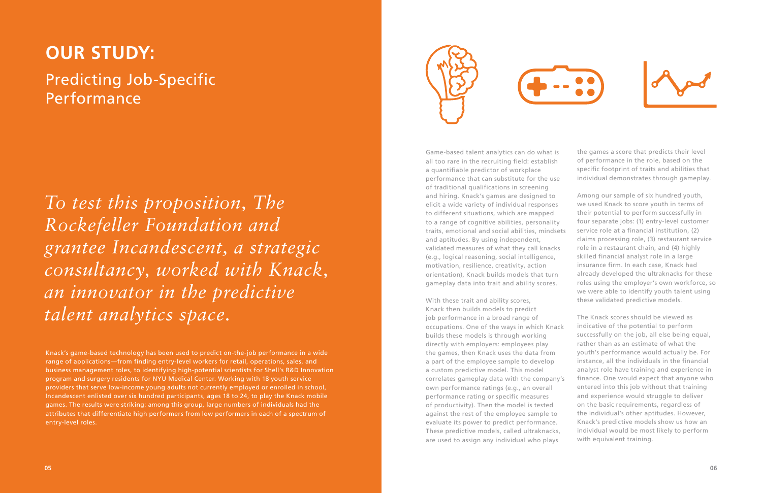# OUR STUDY:

## Predicting Job-Specific Performance

*To test this proposition, The Rockefeller Foundation and grantee Incandescent, a strategic consultancy, worked with Knack, an innovator in the predictive talent analytics space.*

Knack's game-based technology has been used to predict on-the-job performance in a wide range of applications—from finding entry-level workers for retail, operations, sales, and business management roles, to identifying high-potential scientists for Shell's R&D Innovation program and surgery residents for NYU Medical Center. Working with 18 youth service providers that serve low-income young adults not currently employed or enrolled in school, Incandescent enlisted over six hundred participants, ages 18 to 24, to play the Knack mobile games. The results were striking: among this group, large numbers of individuals had the attributes that differentiate high performers from low performers in each of a spectrum of entry-level roles.

Game-based talent analytics can do what is all too rare in the recruiting field: establish a quantifiable predictor of workplace performance that can substitute for the use of traditional qualifications in screening and hiring. Knack's games are designed to elicit a wide variety of individual responses to different situations, which are mapped to a range of cognitive abilities, personality traits, emotional and social abilities, mindsets and aptitudes. By using independent, validated measures of what they call knacks (e.g., logical reasoning, social intelligence, motivation, resilience, creativity, action orientation), Knack builds models that turn gameplay data into trait and ability scores.

With these trait and ability scores, Knack then builds models to predict job performance in a broad range of occupations. One of the ways in which Knack builds these models is through working directly with employers: employees play the games, then Knack uses the data from a part of the employee sample to develop a custom predictive model. This model correlates gameplay data with the company's own performance ratings (e.g., an overall performance rating or specific measures of productivity). Then the model is tested against the rest of the employee sample to evaluate its power to predict performance. These predictive models, called ultraknacks, are used to assign any individual who plays the games a score that predicts their level of performance in the role, based on the specific footprint of traits and abilities that individual demonstrates through gameplay.

Among our sample of six hundred youth, we used Knack to score youth in terms of their potential to perform successfully in four separate jobs: (1) entry-level customer service role at a financial institution, (2) claims processing role, (3) restaurant service role in a restaurant chain, and (4) highly skilled financial analyst role in a large insurance firm. In each case, Knack had already developed the ultraknacks for these roles using the employer's own workforce, so we were able to identify youth talent using these validated predictive models.

The Knack scores should be viewed as indicative of the potential to perform successfully on the job, all else being equal, rather than as an estimate of what the youth's performance would actually be. For instance, all the individuals in the financial analyst role have training and experience in finance. One would expect that anyone who entered into this job without that training and experience would struggle to deliver on the basic requirements, regardless of the individual's other aptitudes. However, Knack's predictive models show us how an individual would be most likely to perform with equivalent training.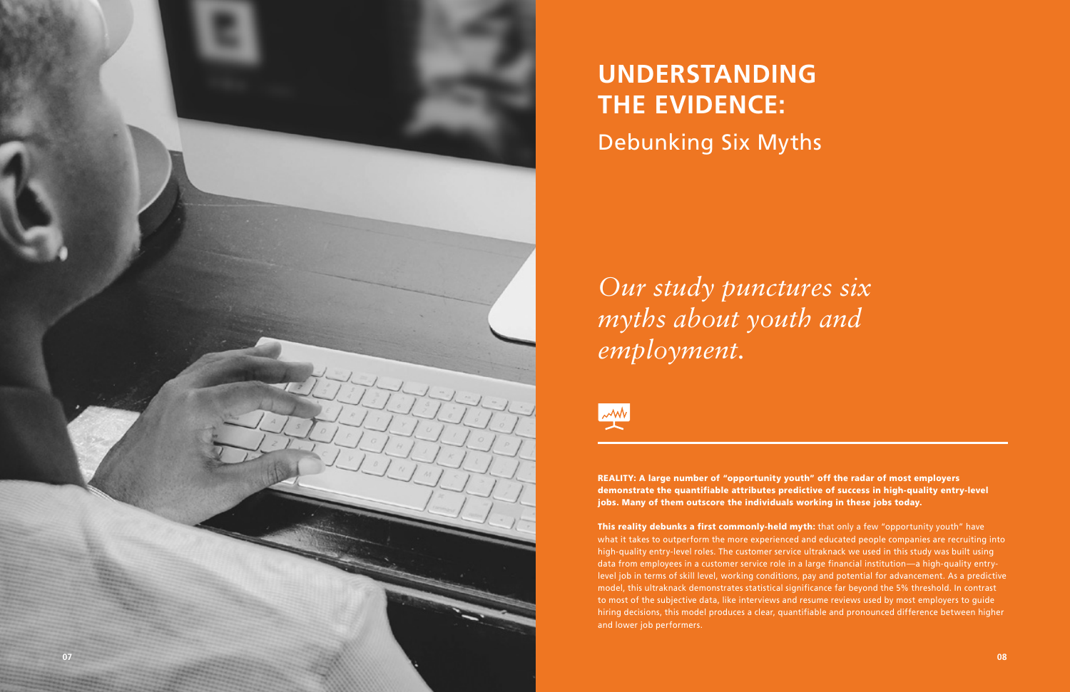# UNDERSTANDING THE EVIDENCE:

## Debunking Six Myths

*Our study punctures six myths about youth and employment.*

**REALITY: A large number of "opportunity youth" off the radar of most employers demonstrate the quantifiable attributes predictive of success in high-quality entry-level jobs. Many of them outscore the individuals working in these jobs today.**

**This reality debunks a first commonly-held myth:** that only a few "opportunity youth" have what it takes to outperform the more experienced and educated people companies are recruiting into high-quality entry-level roles. The customer service ultraknack we used in this study was built using data from employees in a customer service role in a large financial institution—a high-quality entry-level job in terms of skill level, working conditions, pay and potential for advancement. As a predictive model, this ultraknack demonstrates statistical significance far beyond the 5% threshold. In contrast to most of the subjective data, like interviews and resume reviews used by most employers to guide hiring decisions, this model produces a clear, quantifiable and pronounced difference between higher and lower job performers.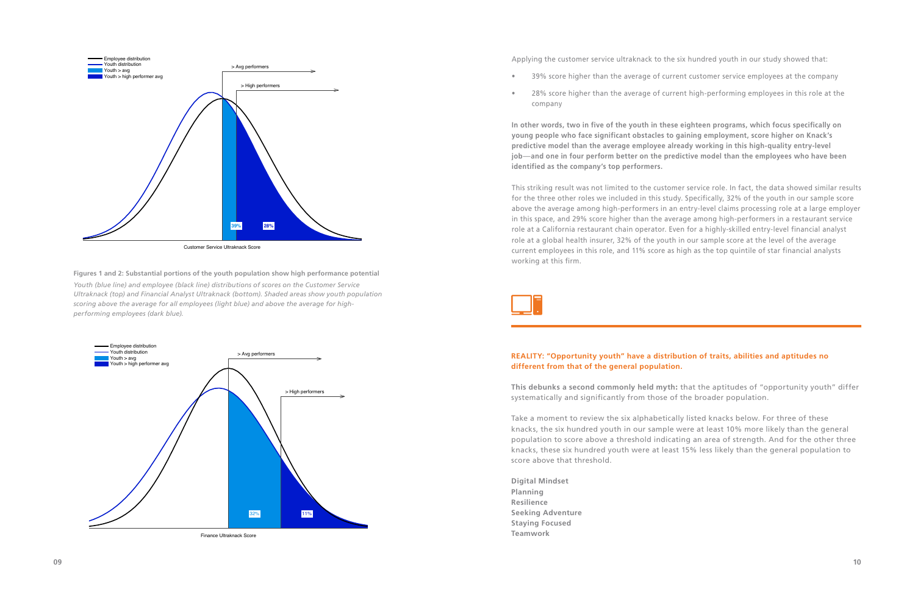**Figures 1 and 2: Substantial portions of the youth population show high performance potential**

*Youth (blue line) and employee (black line) distributions of scores on the Customer Service Ultraknack (top) and Financial Analyst Ultraknack (bottom). Shaded areas show youth population scoring above the average for all employees (light blue) and above the average for high-performing employees (dark blue).*

Applying the customer service ultraknack to the six hundred youth in our study showed that:

- 39% score higher than the average of current customer service employees at the company
- 28% score higher than the average of current high-performing employees in this role at the company

**In other words, two in five of the youth in these eighteen programs, which focus specifically on young people who face significant obstacles to gaining employment, score higher on Knack's predictive model than the average employee already working in this high-quality entry-level job—and one in four perform better on the predictive model than the employees who have been identified as the company's top performers.**

This striking result was not limited to the customer service role. In fact, the data showed similar results for the three other roles we included in this study. Specifically, 32% of the youth in our sample score above the average among high-performers in an entry-level claims processing role at a large employer in this space, and 29% score higher than the average among high-performers in a restaurant service role at a California restaurant chain operator. Even for a highly-skilled entry-level financial analyst role at a global health insurer, 32% of the youth in our sample score at the level of the average current employees in this role, and 11% score as high as the top quintile of star financial analysts working at this firm.

## REALITY: "Opportunity youth" have a distribution of traits, abilities and aptitudes no different from that of the general population.

**This debunks a second commonly held myth:** that the aptitudes of "opportunity youth" differ systematically and significantly from those of the broader population.

Take a moment to review the six alphabetically listed knacks below. For three of these knacks, the six hundred youth in our sample were at least 10% more likely than the general population to score above a threshold indicating an area of strength. And for the other three knacks, these six hundred youth were at least 15% less likely than the general population to score above that threshold.

**Digital Mindset**
**Planning**
**Resilience**
**Seeking Adventure**
**Staying Focused**
**Teamwork**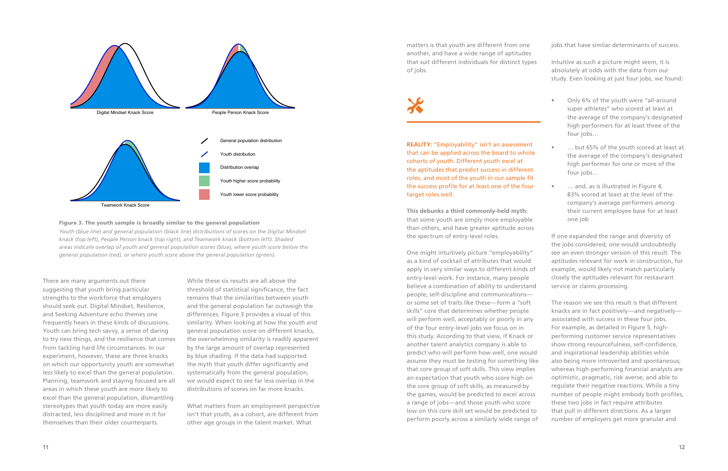Digital Mindset Knack Score

People Person Knack Score

Teamwork Knack Score

General population distribution

Youth distribution

Distribution overlap

Youth higher score probability

Youth lower score probability

**Figure 3. The youth sample is broadly similar to the general population**

*Youth (blue line) and general population (black line) distributions of scores on the Digital Mindset knack (top left), People Person knack (top right), and Teamwork knack (bottom left). Shaded areas indicate overlap of youth and general population scores (blue), where youth score below the general population (red), or where youth score above the general population (green).*

There are many arguments out there suggesting that youth bring particular strengths to the workforce that employers should seek out. Digital Mindset, Resilience, and Seeking Adventure echo themes one frequently hears in these kinds of discussions. Youth can bring tech savvy, a sense of daring to try new things, and the resilience that comes from tackling hard life circumstances. In our experiment, however, these are three knacks on which our opportunity youth are somewhat *less* likely to excel than the general population. Planning, teamwork and staying focused are all areas in which these youth are *more* likely to excel than the general population, dismantling stereotypes that youth today are more easily distracted, less disciplined and more in it for themselves than their older counterparts.

While these six results are all above the threshold of statistical significance, the fact remains that the similarities between youth and the general population far outweigh the differences. Figure 3 provides a visual of this similarity. When looking at how the youth and general population score on different knacks, the overwhelming similarity is readily apparent by the large amount of overlap represented by blue shading. If the data had supported the myth that youth differ significantly and systematically from the general population, we would expect to see far less overlap in the distributions of scores on far more knacks.

What matters from an employment perspective isn't that youth, as a cohort, are different from other age groups in the talent market. What matters is that youth are different from one another, and have a wide range of aptitudes that suit different individuals for distinct types of jobs.

**REALITY:** "Employability" isn't an assessment that can be applied across the board to whole cohorts of youth. Different youth excel at the aptitudes that predict success in different roles, and most of the youth in our sample fit the success profile for at least one of the four target roles well.

**This debunks a third commonly-held myth:** that some youth are simply more employable than others, and have greater aptitude across the spectrum of entry-level roles.

One might intuitively picture "employability" as a kind of cocktail of attributes that would apply in very similar ways to different kinds of entry-level work. For instance, many people believe a combination of ability to understand people, self-discipline and communications—or some set of traits like these—form a "soft skills" core that determines whether people will perform well, acceptably or poorly in any of the four entry-level jobs we focus on in this study. According to that view, if Knack or another talent analytics company is able to predict who will perform how well, one would assume they must be testing for something like that core group of soft skills. This view implies an expectation that youth who score high on the core group of soft skills, as measured by the games, would be predicted to excel across a range of jobs—and those youth who score low on this core skill set would be predicted to perform poorly across a similarly wide range of jobs that have similar determinants of success.

Intuitive as such a picture might seem, it is absolutely at odds with the data from our study. Even looking at just four jobs, we found:

- Only 6% of the youth were "all-around super athletes" who scored at least at the average of the company's designated high performers for at least three of the four jobs…
- … but 65% of the youth scored at least at the average of the company's designated high performer for one or more of the four jobs…
- … and, as is illustrated in Figure 4, 83% scored at least at the level of the company's average performers among their current employee base for at least one job

If one expanded the range and diversity of the jobs considered, one would undoubtedly see an even stronger version of this result. The aptitudes relevant for work in construction, for example, would likely not match particularly closely the aptitudes relevant for restaurant service or claims processing.

The reason we see this result is that different knacks are in fact positively—and negatively—associated with success in these four jobs. For example, as detailed in Figure 5, high-performing customer service representatives show strong resourcefulness, self-confidence, and inspirational leadership abilities while also being more introverted and spontaneous; whereas high-performing financial analysts are optimistic, pragmatic, risk averse, and able to regulate their negative reactions. While a tiny number of people might embody both profiles, these two jobs in fact require attributes that pull in different directions. As a larger number of employers get more granular and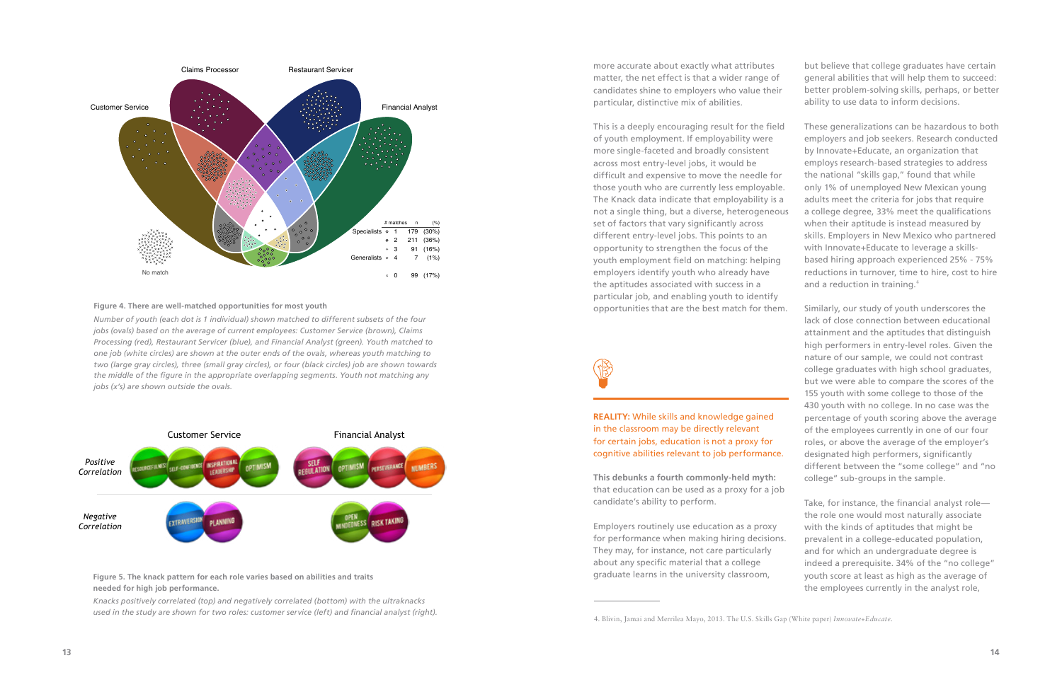| # matches | | n | (%) |
|---|---|---|---|
| Specialists | 1 | 179 | (30%) |
| | 2 | 211 | (36%) |
| | 3 | 91 | (16%) |
| Generalists | 4 | 7 | (1%) |
| | 0 | 99 | (17%) |

**Figure 4. There are well-matched opportunities for most youth**

*Number of youth (each dot is 1 individual) shown matched to different subsets of the four jobs (ovals) based on the average of current employees: Customer Service (brown), Claims Processing (red), Restaurant Servicer (blue), and Financial Analyst (green). Youth matched to one job (white circles) are shown at the outer ends of the ovals, whereas youth matching to two (large gray circles), three (small gray circles), or four (black circles) job are shown towards the middle of the figure in the appropriate overlapping segments. Youth not matching any jobs (x's) are shown outside the ovals.*

**Figure 5. The knack pattern for each role varies based on abilities and traits needed for high job performance.**

*Knacks positively correlated (top) and negatively correlated (bottom) with the ultraknacks used in the study are shown for two roles: customer service (left) and financial analyst (right).*

more accurate about exactly what attributes matter, the net effect is that a wider range of candidates shine to employers who value their particular, distinctive mix of abilities.

This is a deeply encouraging result for the field of youth employment. If employability were more single-faceted and broadly consistent across most entry-level jobs, it would be difficult and expensive to move the needle for those youth who are currently less employable. The Knack data indicate that employability is a not a single thing, but a diverse, heterogeneous set of factors that vary significantly across different entry-level jobs. This points to an opportunity to strengthen the focus of the youth employment field on matching: helping employers identify youth who already have the aptitudes associated with success in a particular job, and enabling youth to identify opportunities that are the best match for them.

**REALITY:** While skills and knowledge gained in the classroom may be directly relevant for certain jobs, education is not a proxy for cognitive abilities relevant to job performance.

**This debunks a fourth commonly-held myth:** that education can be used as a proxy for a job candidate's ability to perform.

Employers routinely use education as a proxy for performance when making hiring decisions. They may, for instance, not care particularly about any specific material that a college graduate learns in the university classroom, but believe that college graduates have certain general abilities that will help them to succeed: better problem-solving skills, perhaps, or better ability to use data to inform decisions.

These generalizations can be hazardous to both employers and job seekers. Research conducted by Innovate+Educate, an organization that employs research-based strategies to address the national "skills gap," found that while only 1% of unemployed New Mexican young adults meet the criteria for jobs that require a college degree, 33% meet the qualifications when their aptitude is instead measured by skills. Employers in New Mexico who partnered with Innovate+Educate to leverage a skills-based hiring approach experienced 25% - 75% reductions in turnover, time to hire, cost to hire and a reduction in training.[4]

Similarly, our study of youth underscores the lack of close connection between educational attainment and the aptitudes that distinguish high performers in entry-level roles. Given the nature of our sample, we could not contrast college graduates with high school graduates, but we were able to compare the scores of the 155 youth with some college to those of the 430 youth with no college. In no case was the percentage of youth scoring above the average of the employees currently in one of our four roles, or above the average of the employer's designated high performers, significantly different between the "some college" and "no college" sub-groups in the sample.

Take, for instance, the financial analyst role—the role one would most naturally associate with the kinds of aptitudes that might be prevalent in a college-educated population, and for which an undergraduate degree is indeed a prerequisite. 34% of the "no college" youth score at least as high as the average of the employees currently in the analyst role,

4. Blivin, Jamai and Merrilea Mayo, 2013. The U.S. Skills Gap (White paper) *Innovate+Educate*.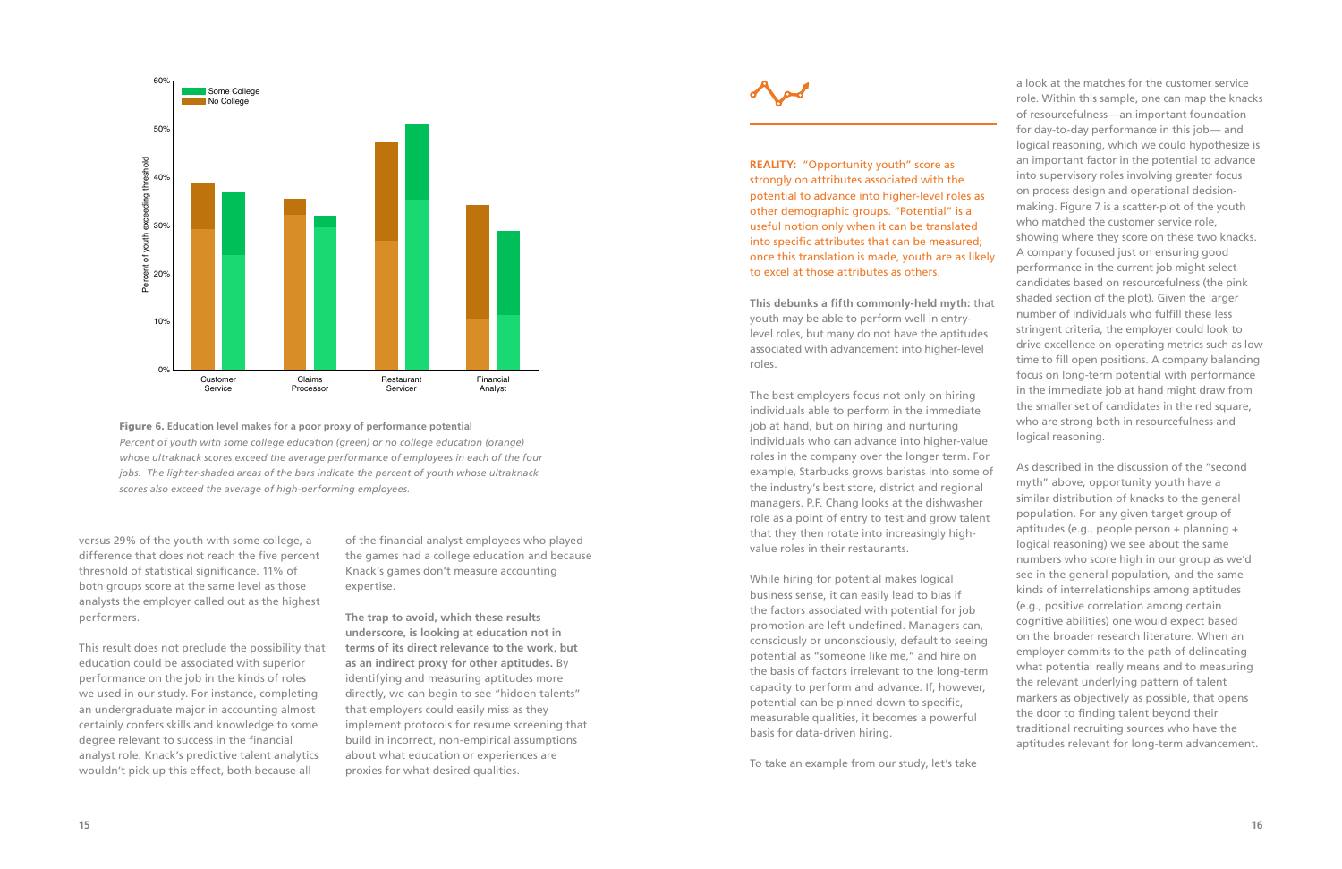**Figure 6.** Education level makes for a poor proxy of performance potential

*Percent of youth with some college education (green) or no college education (orange) whose ultraknack scores exceed the average performance of employees in each of the four jobs. The lighter-shaded areas of the bars indicate the percent of youth whose ultraknack scores also exceed the average of high-performing employees.*

versus 29% of the youth with some college, a difference that does not reach the five percent threshold of statistical significance. 11% of both groups score at the same level as those analysts the employer called out as the highest performers.

This result does not preclude the possibility that education could be associated with superior performance on the job in the kinds of roles we used in our study. For instance, completing an undergraduate major in accounting almost certainly confers skills and knowledge to some degree relevant to success in the financial analyst role. Knack's predictive talent analytics wouldn't pick up this effect, both because all of the financial analyst employees who played the games had a college education and because Knack's games don't measure accounting expertise.

**The trap to avoid, which these results underscore, is looking at education not in terms of its direct relevance to the work, but as an indirect proxy for other aptitudes.** By identifying and measuring aptitudes more directly, we can begin to see "hidden talents" that employers could easily miss as they implement protocols for resume screening that build in incorrect, non-empirical assumptions about what education or experiences are proxies for what desired qualities.

**REALITY:** "Opportunity youth" score as strongly on attributes associated with the potential to advance into higher-level roles as other demographic groups. "Potential" is a useful notion only when it can be translated into specific attributes that can be measured; once this translation is made, youth are as likely to excel at those attributes as others.

**This debunks a fifth commonly-held myth:** that youth may be able to perform well in entry-level roles, but many do not have the aptitudes associated with advancement into higher-level roles.

The best employers focus not only on hiring individuals able to perform in the immediate job at hand, but on hiring and nurturing individuals who can advance into higher-value roles in the company over the longer term. For example, Starbucks grows baristas into some of the industry's best store, district and regional managers. P.F. Chang looks at the dishwasher role as a point of entry to test and grow talent that they then rotate into increasingly high-value roles in their restaurants.

While hiring for potential makes logical business sense, it can easily lead to bias if the factors associated with potential for job promotion are left undefined. Managers can, consciously or unconsciously, default to seeing potential as "someone like me," and hire on the basis of factors irrelevant to the long-term capacity to perform and advance. If, however, potential can be pinned down to specific, measurable qualities, it becomes a powerful basis for data-driven hiring.

To take an example from our study, let's take a look at the matches for the customer service role. Within this sample, one can map the knacks of resourcefulness—an important foundation for day-to-day performance in this job— and logical reasoning, which we could hypothesize is an important factor in the potential to advance into supervisory roles involving greater focus on process design and operational decision-making. Figure 7 is a scatter-plot of the youth who matched the customer service role, showing where they score on these two knacks. A company focused just on ensuring good performance in the current job might select candidates based on resourcefulness (the pink shaded section of the plot). Given the larger number of individuals who fulfill these less stringent criteria, the employer could look to drive excellence on operating metrics such as low time to fill open positions. A company balancing focus on long-term potential with performance in the immediate job at hand might draw from the smaller set of candidates in the red square, who are strong both in resourcefulness and logical reasoning.

As described in the discussion of the "second myth" above, opportunity youth have a similar distribution of knacks to the general population. For any given target group of aptitudes (e.g., people person + planning + logical reasoning) we see about the same numbers who score high in our group as we'd see in the general population, and the same kinds of interrelationships among aptitudes (e.g., positive correlation among certain cognitive abilities) one would expect based on the broader research literature. When an employer commits to the path of delineating what potential really means and to measuring the relevant underlying pattern of talent markers as objectively as possible, that opens the door to finding talent beyond their traditional recruiting sources who have the aptitudes relevant for long-term advancement.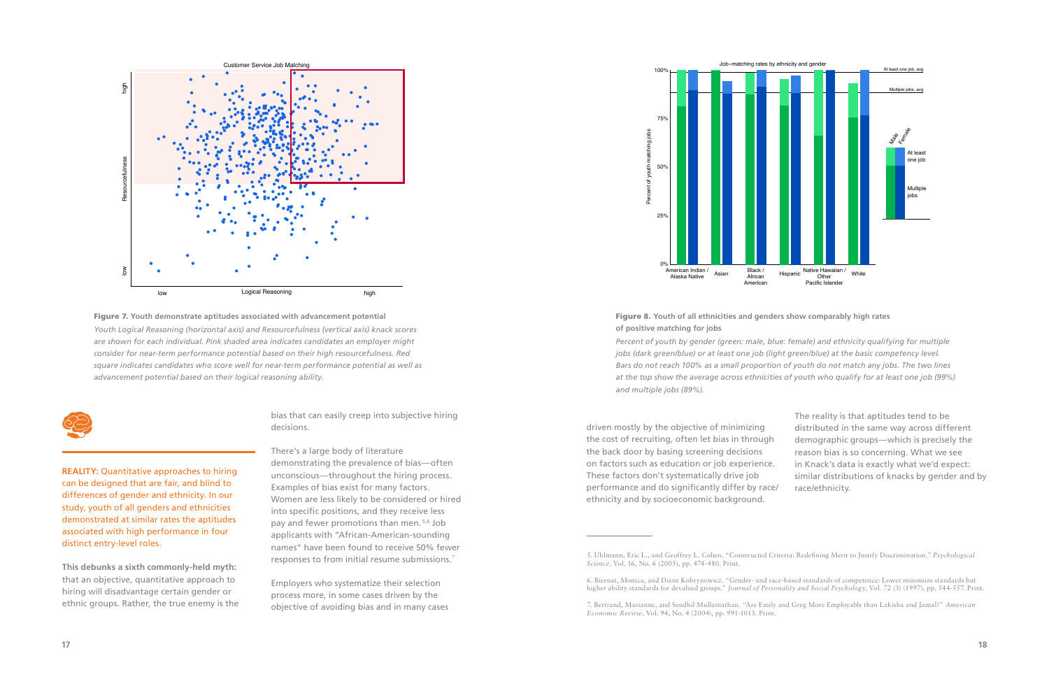**Figure 7. Youth demonstrate aptitudes associated with advancement potential**

*Youth Logical Reasoning (horizontal axis) and Resourcefulness (vertical axis) knack scores are shown for each individual. Pink shaded area indicates candidates an employer might consider for near-term performance potential based on their high resourcefulness. Red square indicates candidates who score well for near-term performance potential as well as advancement potential based on their logical reasoning ability.*

**Figure 8. Youth of all ethnicities and genders show comparably high rates of positive matching for jobs**

*Percent of youth by gender (green: male, blue: female) and ethnicity qualifying for multiple jobs (dark green/blue) or at least one job (light green/blue) at the basic competency level. Bars do not reach 100% as a small proportion of youth do not match any jobs. The two lines at the top show the average across ethnicities of youth who qualify for at least one job (99%) and multiple jobs (89%).*

**REALITY:** Quantitative approaches to hiring can be designed that are fair, and blind to differences of gender and ethnicity. In our study, youth of all genders and ethnicities demonstrated at similar rates the aptitudes associated with high performance in four distinct entry-level roles.

**This debunks a sixth commonly-held myth:** that an objective, quantitative approach to hiring will disadvantage certain gender or ethnic groups. Rather, the true enemy is the bias that can easily creep into subjective hiring decisions.

There's a large body of literature demonstrating the prevalence of bias—often unconscious—throughout the hiring process. Examples of bias exist for many factors. Women are less likely to be considered or hired into specific positions, and they receive less pay and fewer promotions than men.[5,6] Job applicants with "African-American-sounding names" have been found to receive 50% fewer responses to from initial resume submissions.[7]

Employers who systematize their selection process more, in some cases driven by the objective of avoiding bias and in many cases driven mostly by the objective of minimizing the cost of recruiting, often let bias in through the back door by basing screening decisions on factors such as education or job experience. These factors don't systematically drive job performance and do significantly differ by race/ethnicity and by socioeconomic background.

The reality is that aptitudes tend to be distributed in the same way across different demographic groups—which is precisely the reason bias is so concerning. What we see in Knack's data is exactly what we'd expect: similar distributions of knacks by gender and by race/ethnicity.

---

5. Uhlmann, Eric L., and Geoffrey L. Cohen. "Constructed Criteria: Redefining Merit to Justify Discrimination." *Psychological Science*, Vol. 16, No. 6 (2005), pp. 474-480. Print.

6. Biernat, Monica, and Diane Kobrynowicz. "Gender- and race-based standards of competence: Lower minimum standards but higher ability standards for devalued groups." *Journal of Personality and Social Psychology*, Vol. 72 (3) (1997), pp. 544-557. Print.

7. Bertrand, Marianne, and Sendhil Mullainathan. "Are Emily and Greg More Employable than Lakisha and Jamal?" *American Economic Review*, Vol. 94, No. 4 (2004), pp. 991-1013. Print.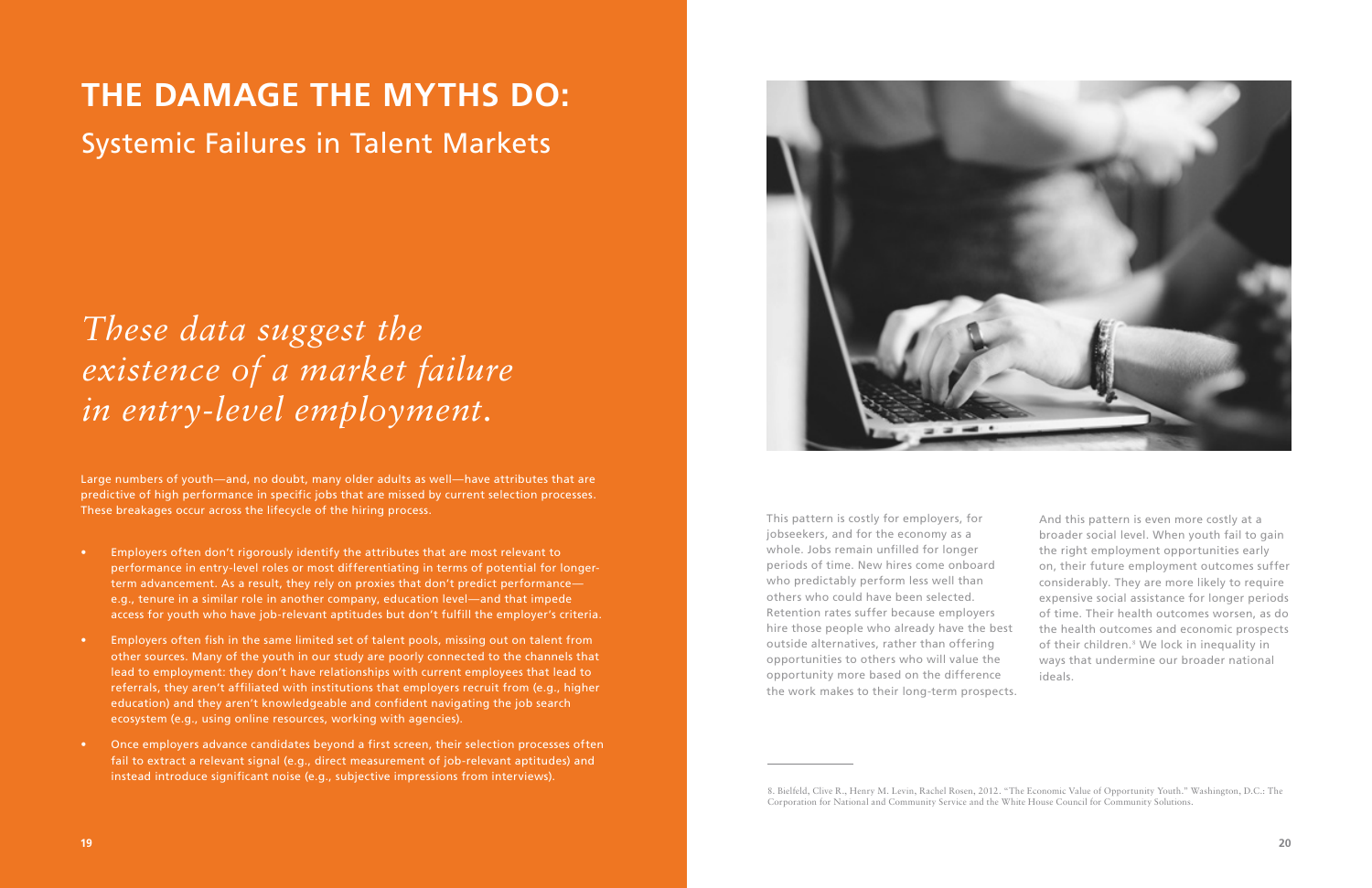# THE DAMAGE THE MYTHS DO:

## Systemic Failures in Talent Markets

*These data suggest the existence of a market failure in entry-level employment.*

Large numbers of youth—and, no doubt, many older adults as well—have attributes that are predictive of high performance in specific jobs that are missed by current selection processes. These breakages occur across the lifecycle of the hiring process.

- Employers often don't rigorously identify the attributes that are most relevant to performance in entry-level roles or most differentiating in terms of potential for longer-term advancement. As a result, they rely on proxies that don't predict performance—e.g., tenure in a similar role in another company, education level—and that impede access for youth who have job-relevant aptitudes but don't fulfill the employer's criteria.
- Employers often fish in the same limited set of talent pools, missing out on talent from other sources. Many of the youth in our study are poorly connected to the channels that lead to employment: they don't have relationships with current employees that lead to referrals, they aren't affiliated with institutions that employers recruit from (e.g., higher education) and they aren't knowledgeable and confident navigating the job search ecosystem (e.g., using online resources, working with agencies).
- Once employers advance candidates beyond a first screen, their selection processes often fail to extract a relevant signal (e.g., direct measurement of job-relevant aptitudes) and instead introduce significant noise (e.g., subjective impressions from interviews).

This pattern is costly for employers, for jobseekers, and for the economy as a whole. Jobs remain unfilled for longer periods of time. New hires come onboard who predictably perform less well than others who could have been selected. Retention rates suffer because employers hire those people who already have the best outside alternatives, rather than offering opportunities to others who will value the opportunity more based on the difference the work makes to their long-term prospects.

And this pattern is even more costly at a broader social level. When youth fail to gain the right employment opportunities early on, their future employment outcomes suffer considerably. They are more likely to require expensive social assistance for longer periods of time. Their health outcomes worsen, as do the health outcomes and economic prospects of their children.[8] We lock in inequality in ways that undermine our broader national ideals.

8. Bielfeld, Clive R., Henry M. Levin, Rachel Rosen, 2012. "The Economic Value of Opportunity Youth." Washington, D.C.: The Corporation for National and Community Service and the White House Council for Community Solutions.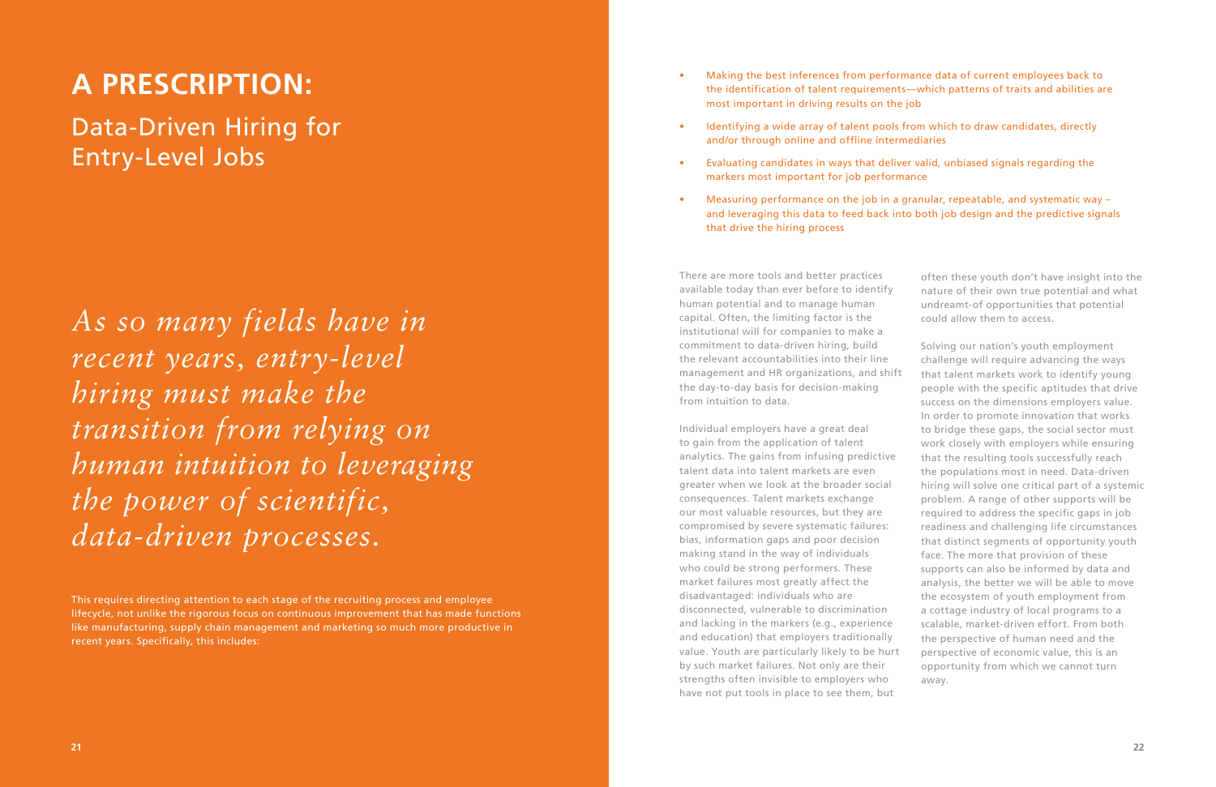# A PRESCRIPTION:

## Data-Driven Hiring for Entry-Level Jobs

*As so many fields have in recent years, entry-level hiring must make the transition from relying on human intuition to leveraging the power of scientific, data-driven processes.*

This requires directing attention to each stage of the recruiting process and employee lifecycle, not unlike the rigorous focus on continuous improvement that has made functions like manufacturing, supply chain management and marketing so much more productive in recent years. Specifically, this includes:

- Making the best inferences from performance data of current employees back to the identification of talent requirements—which patterns of traits and abilities are most important in driving results on the job
- Identifying a wide array of talent pools from which to draw candidates, directly and/or through online and offline intermediaries
- Evaluating candidates in ways that deliver valid, unbiased signals regarding the markers most important for job performance
- Measuring performance on the job in a granular, repeatable, and systematic way – and leveraging this data to feed back into both job design and the predictive signals that drive the hiring process

There are more tools and better practices available today than ever before to identify human potential and to manage human capital. Often, the limiting factor is the institutional will for companies to make a commitment to data-driven hiring, build the relevant accountabilities into their line management and HR organizations, and shift the day-to-day basis for decision-making from intuition to data.

Individual employers have a great deal to gain from the application of talent analytics. The gains from infusing predictive talent data into talent markets are even greater when we look at the broader social consequences. Talent markets exchange our most valuable resources, but they are compromised by severe systematic failures: bias, information gaps and poor decision making stand in the way of individuals who could be strong performers. These market failures most greatly affect the disadvantaged: individuals who are disconnected, vulnerable to discrimination and lacking in the markers (e.g., experience and education) that employers traditionally value. Youth are particularly likely to be hurt by such market failures. Not only are their strengths often invisible to employers who have not put tools in place to see them, but often these youth don't have insight into the nature of their own true potential and what undreamt-of opportunities that potential could allow them to access.

Solving our nation's youth employment challenge will require advancing the ways that talent markets work to identify young people with the specific aptitudes that drive success on the dimensions employers value. In order to promote innovation that works to bridge these gaps, the social sector must work closely with employers while ensuring that the resulting tools successfully reach the populations most in need. Data-driven hiring will solve one critical part of a systemic problem. A range of other supports will be required to address the specific gaps in job readiness and challenging life circumstances that distinct segments of opportunity youth face. The more that provision of these supports can also be informed by data and analysis, the better we will be able to move the ecosystem of youth employment from a cottage industry of local programs to a scalable, market-driven effort. From both the perspective of human need and the perspective of economic value, this is an opportunity from which we cannot turn away.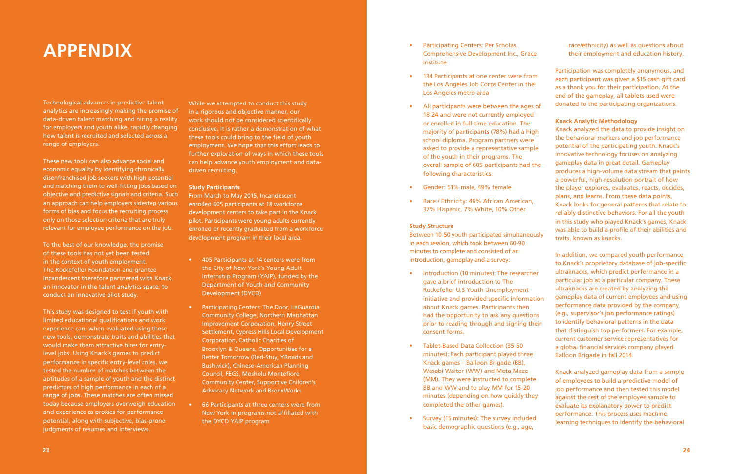# APPENDIX

Technological advances in predictive talent analytics are increasingly making the promise of data-driven talent matching and hiring a reality for employers and youth alike, rapidly changing how talent is recruited and selected across a range of employers.

These new tools can also advance social and economic equality by identifying chronically disenfranchised job seekers with high potential and matching them to well-fitting jobs based on objective and predictive signals and criteria. Such an approach can help employers sidestep various forms of bias and focus the recruiting process only on those selection criteria that are truly relevant for employee performance on the job.

To the best of our knowledge, the promise of these tools has not yet been tested in the context of youth employment. The Rockefeller Foundation and grantee Incandescent therefore partnered with Knack, an innovator in the talent analytics space, to conduct an innovative pilot study.

This study was designed to test if youth with limited educational qualifications and work experience can, when evaluated using these new tools, demonstrate traits and abilities that would make them attractive hires for entry-level jobs. Using Knack's games to predict performance in specific entry-level roles, we tested the number of matches between the aptitudes of a sample of youth and the distinct predictors of high performance in each of a range of jobs. These matches are often missed today because employers overweigh education and experience as proxies for performance potential, along with subjective, bias-prone judgments of resumes and interviews.

While we attempted to conduct this study in a rigorous and objective manner, our work should not be considered scientifically conclusive. It is rather a demonstration of what these tools could bring to the field of youth employment. We hope that this effort leads to further exploration of ways in which these tools can help advance youth employment and data-driven recruiting.

**Study Participants**

From March to May 2015, Incandescent enrolled 605 participants at 18 workforce development centers to take part in the Knack pilot. Participants were young adults currently enrolled or recently graduated from a workforce development program in their local area.

- 405 Participants at 14 centers were from the City of New York's Young Adult Internship Program (YAIP), funded by the Department of Youth and Community Development (DYCD)
- Participating Centers: The Door, LaGuardia Community College, Northern Manhattan Improvement Corporation, Henry Street Settlement, Cypress Hills Local Development Corporation, Catholic Charities of Brooklyn & Queens, Opportunities for a Better Tomorrow (Bed-Stuy, YRoads and Bushwick), Chinese-American Planning Council, FEGS, Mosholu Montefiore Community Center, Supportive Children's Advocacy Network and BronxWorks
- 66 Participants at three centers were from New York in programs not affiliated with the DYCD YAIP program
- Participating Centers: Per Scholas, Comprehensive Development Inc., Grace Institute
- 134 Participants at one center were from the Los Angeles Job Corps Center in the Los Angeles metro area
- All participants were between the ages of 18-24 and were not currently employed or enrolled in full-time education. The majority of participants (78%) had a high school diploma. Program partners were asked to provide a representative sample of the youth in their programs. The overall sample of 605 participants had the following characteristics:
- Gender: 51% male, 49% female
- Race / Ethnicity: 46% African American, 37% Hispanic, 7% White, 10% Other

**Study Structure**

Between 10-50 youth participated simultaneously in each session, which took between 60-90 minutes to complete and consisted of an introduction, gameplay and a survey:

- Introduction (10 minutes): The researcher gave a brief introduction to The Rockefeller U.S Youth Unemployment initiative and provided specific information about Knack games. Participants then had the opportunity to ask any questions prior to reading through and signing their consent forms.
- Tablet-Based Data Collection (35-50 minutes): Each participant played three Knack games – Balloon Brigade (BB), Wasabi Waiter (WW) and Meta Maze (MM). They were instructed to complete BB and WW and to play MM for 15-20 minutes (depending on how quickly they completed the other games).
- Survey (15 minutes): The survey included basic demographic questions (e.g., age, race/ethnicity) as well as questions about their employment and education history.

Participation was completely anonymous, and each participant was given a $15 cash gift card as a thank you for their participation. At the end of the gameplay, all tablets used were donated to the participating organizations.

**Knack Analytic Methodology**

Knack analyzed the data to provide insight on the behavioral markers and job performance potential of the participating youth. Knack's innovative technology focuses on analyzing gameplay data in great detail. Gameplay produces a high-volume data stream that paints a powerful, high-resolution portrait of how the player explores, evaluates, reacts, decides, plans, and learns. From these data points, Knack looks for general patterns that relate to reliably distinctive behaviors. For all the youth in this study who played Knack's games, Knack was able to build a profile of their abilities and traits, known as knacks.

In addition, we compared youth performance to Knack's proprietary database of job-specific ultraknacks, which predict performance in a particular job at a particular company. These ultraknacks are created by analyzing the gameplay data of current employees and using performance data provided by the company (e.g., supervisor's job performance ratings) to identify behavioral patterns in the data that distinguish top performers. For example, current customer service representatives for a global financial services company played Balloon Brigade in fall 2014.

Knack analyzed gameplay data from a sample of employees to build a predictive model of job performance and then tested this model against the rest of the employee sample to evaluate its explanatory power to predict performance. This process uses machine learning techniques to identify the behavioral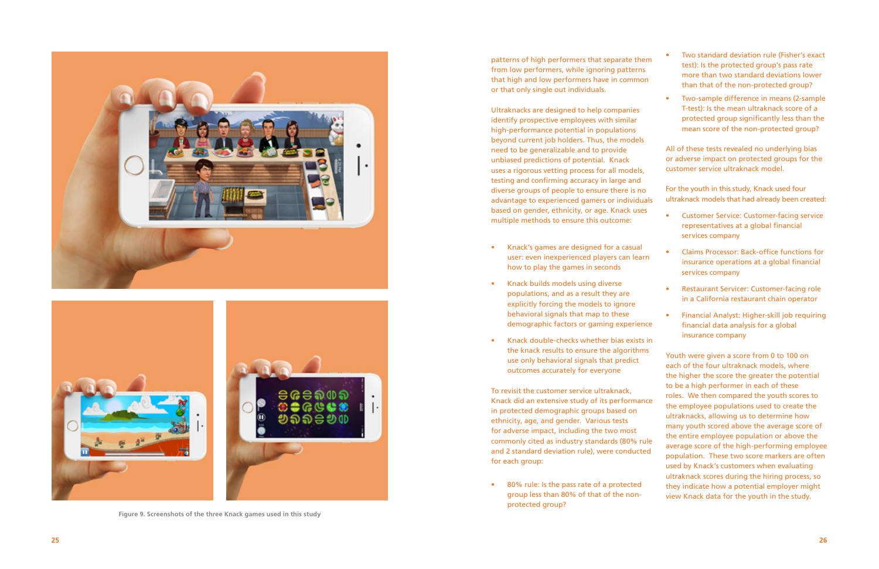Figure 9. Screenshots of the three Knack games used in this study

patterns of high performers that separate them from low performers, while ignoring patterns that high and low performers have in common or that only single out individuals.

Ultraknacks are designed to help companies identify prospective employees with similar high-performance potential in populations beyond current job holders. Thus, the models need to be generalizable and to provide unbiased predictions of potential. Knack uses a rigorous vetting process for all models, testing and confirming accuracy in large and diverse groups of people to ensure there is no advantage to experienced gamers or individuals based on gender, ethnicity, or age. Knack uses multiple methods to ensure this outcome:

- Knack's games are designed for a casual user: even inexperienced players can learn how to play the games in seconds
- Knack builds models using diverse populations, and as a result they are explicitly forcing the models to ignore behavioral signals that map to these demographic factors or gaming experience
- Knack double-checks whether bias exists in the knack results to ensure the algorithms use only behavioral signals that predict outcomes accurately for everyone

To revisit the customer service ultraknack, Knack did an extensive study of its performance in protected demographic groups based on ethnicity, age, and gender. Various tests for adverse impact, including the two most commonly cited as industry standards (80% rule and 2 standard deviation rule), were conducted for each group:

- 80% rule: Is the pass rate of a protected group less than 80% of that of the non-protected group?
- Two standard deviation rule (Fisher's exact test): Is the protected group's pass rate more than two standard deviations lower than that of the non-protected group?
- Two-sample difference in means (2-sample T-test): Is the mean ultraknack score of a protected group significantly less than the mean score of the non-protected group?

All of these tests revealed no underlying bias or adverse impact on protected groups for the customer service ultraknack model.

For the youth in this study, Knack used four ultraknack models that had already been created:

- Customer Service: Customer-facing service representatives at a global financial services company
- Claims Processor: Back-office functions for insurance operations at a global financial services company
- Restaurant Servicer: Customer-facing role in a California restaurant chain operator
- Financial Analyst: Higher-skill job requiring financial data analysis for a global insurance company

Youth were given a score from 0 to 100 on each of the four ultraknack models, where the higher the score the greater the potential to be a high performer in each of these roles. We then compared the youth scores to the employee populations used to create the ultraknacks, allowing us to determine how many youth scored above the average score of the entire employee population or above the average score of the high-performing employee population. These two score markers are often used by Knack's customers when evaluating ultraknack scores during the hiring process, so they indicate how a potential employer might view Knack data for the youth in the study.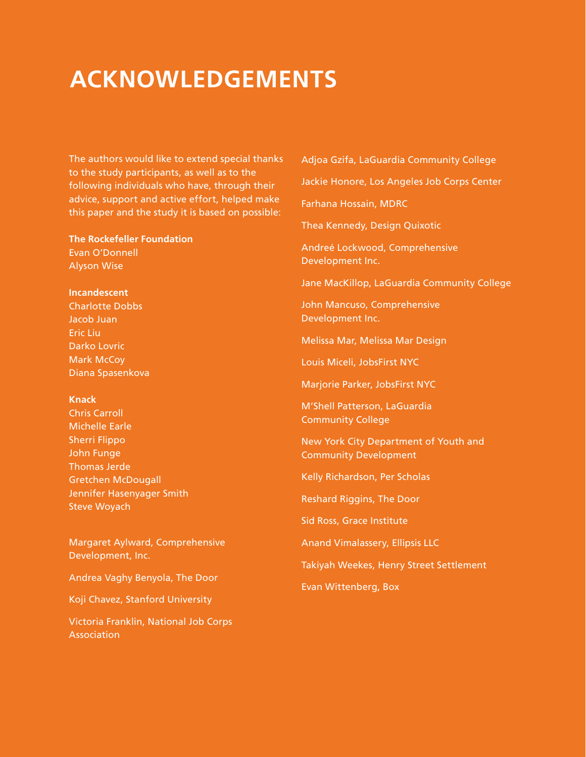# ACKNOWLEDGEMENTS

The authors would like to extend special thanks to the study participants, as well as to the following individuals who have, through their advice, support and active effort, helped make this paper and the study it is based on possible:

**The Rockefeller Foundation**
Evan O'Donnell
Alyson Wise

**Incandescent**
Charlotte Dobbs
Jacob Juan
Eric Liu
Darko Lovric
Mark McCoy
Diana Spasenkova

**Knack**
Chris Carroll
Michelle Earle
Sherri Flippo
John Funge
Thomas Jerde
Gretchen McDougall
Jennifer Hasenyager Smith
Steve Woyach

Margaret Aylward, Comprehensive Development, Inc.

Andrea Vaghy Benyola, The Door

Koji Chavez, Stanford University

Victoria Franklin, National Job Corps Association

Adjoa Gzifa, LaGuardia Community College

Jackie Honore, Los Angeles Job Corps Center

Farhana Hossain, MDRC

Thea Kennedy, Design Quixotic

Andreé Lockwood, Comprehensive Development Inc.

Jane MacKillop, LaGuardia Community College

John Mancuso, Comprehensive Development Inc.

Melissa Mar, Melissa Mar Design

Louis Miceli, JobsFirst NYC

Marjorie Parker, JobsFirst NYC

M'Shell Patterson, LaGuardia Community College

New York City Department of Youth and Community Development

Kelly Richardson, Per Scholas

Reshard Riggins, The Door

Sid Ross, Grace Institute

Anand Vimalassery, Ellipsis LLC

Takiyah Weekes, Henry Street Settlement

Evan Wittenberg, Box